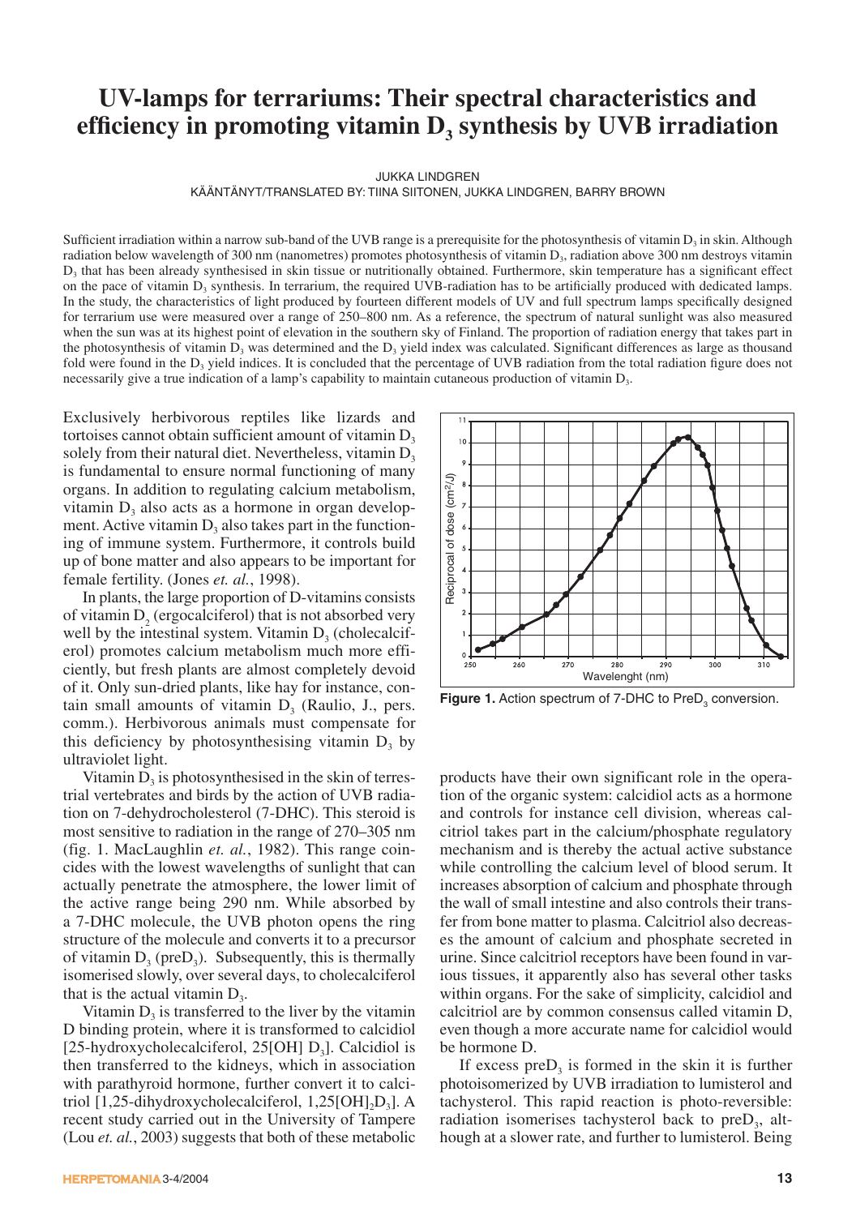# UV-lamps for terrariums: Their spectral characteristics and efficiency in promoting vitamin $D_3$ synthesis by UVB irradiation

JUKKA LINDGREN

KÄÄNTÄNYT/TRANSLATED BY: TIINA SIITONEN, JUKKA LINDGREN, BARRY BROWN

Sufficient irradiation within a narrow sub-band of the UVB range is a prerequisite for the photosynthesis of vitamin $D_3$ in skin. Although radiation below wavelength of 300 nm (nanometres) promotes photosynthesis of vitamin $D_3$, radiation above 300 nm destroys vitamin $D_3$ that has been already synthesised in skin tissue or nutritionally obtained. Furthermore, skin temperature has a significant effect on the pace of vitamin $D_3$ synthesis. In terrarium, the required UVB-radiation has to be artificially produced with dedicated lamps. In the study, the characteristics of light produced by fourteen different models of UV and full spectrum lamps specifically designed for terrarium use were measured over a range of 250–800 nm. As a reference, the spectrum of natural sunlight was also measured when the sun was at its highest point of elevation in the southern sky of Finland. The proportion of radiation energy that takes part in the photosynthesis of vitamin $D_3$ was determined and the $D_3$ yield index was calculated. Significant differences as large as thousand fold were found in the $D_3$ yield indices. It is concluded that the percentage of UVB radiation from the total radiation figure does not necessarily give a true indication of a lamp's capability to maintain cutaneous production of vitamin $D_3$.

Exclusively herbivorous reptiles like lizards and tortoises cannot obtain sufficient amount of vitamin $D_3$ solely from their natural diet. Nevertheless, vitamin $D_3$ is fundamental to ensure normal functioning of many organs. In addition to regulating calcium metabolism, vitamin $D_3$ also acts as a hormone in organ development. Active vitamin $D_3$ also takes part in the functioning of immune system. Furthermore, it controls build up of bone matter and also appears to be important for female fertility. (Jones *et. al.*, 1998).

In plants, the large proportion of D-vitamins consists of vitamin $D_2$ (ergocalciferol) that is not absorbed very well by the intestinal system. Vitamin $D_3$ (cholecalciferol) promotes calcium metabolism much more efficiently, but fresh plants are almost completely devoid of it. Only sun-dried plants, like hay for instance, contain small amounts of vitamin $D_3$ (Raulio, J., pers. comm.). Herbivorous animals must compensate for this deficiency by photosynthesising vitamin $D_3$ by ultraviolet light.

Vitamin $D_3$ is photosynthesised in the skin of terrestrial vertebrates and birds by the action of UVB radiation on 7-dehydrocholesterol (7-DHC). This steroid is most sensitive to radiation in the range of 270–305 nm (fig. 1. MacLaughlin *et. al.*, 1982). This range coincides with the lowest wavelengths of sunlight that can actually penetrate the atmosphere, the lower limit of the active range being 290 nm. While absorbed by a 7-DHC molecule, the UVB photon opens the ring structure of the molecule and converts it to a precursor of vitamin $D_3$ (pre$D_3$). Subsequently, this is thermally isomerised slowly, over several days, to cholecalciferol that is the actual vitamin $D_3$.

Vitamin $D_3$ is transferred to the liver by the vitamin D binding protein, where it is transformed to calcidiol [25-hydroxycholecalciferol, 25[OH] $D_3$]. Calcidiol is then transferred to the kidneys, which in association with parathyroid hormone, further convert it to calcitriol [1,25-dihydroxycholecalciferol, 1,25[OH]$_2$$D_3$]. A recent study carried out in the University of Tampere (Lou *et. al.*, 2003) suggests that both of these metabolic products have their own significant role in the operation of the organic system: calcidiol acts as a hormone and controls for instance cell division, whereas calcitriol takes part in the calcium/phosphate regulatory mechanism and is thereby the actual active substance while controlling the calcium level of blood serum. It increases absorption of calcium and phosphate through the wall of small intestine and also controls their transfer from bone matter to plasma. Calcitriol also decreases the amount of calcium and phosphate secreted in urine. Since calcitriol receptors have been found in various tissues, it apparently also has several other tasks within organs. For the sake of simplicity, calcidiol and calcitriol are by common consensus called vitamin D, even though a more accurate name for calcidiol would be hormone D.

**Figure 1.** Action spectrum of 7-DHC to Pre$D_3$ conversion.

If excess pre$D_3$ is formed in the skin it is further photoisomerized by UVB irradiation to lumisterol and tachysterol. This rapid reaction is photo-reversible: radiation isomerises tachysterol back to pre$D_3$, although at a slower rate, and further to lumisterol. Being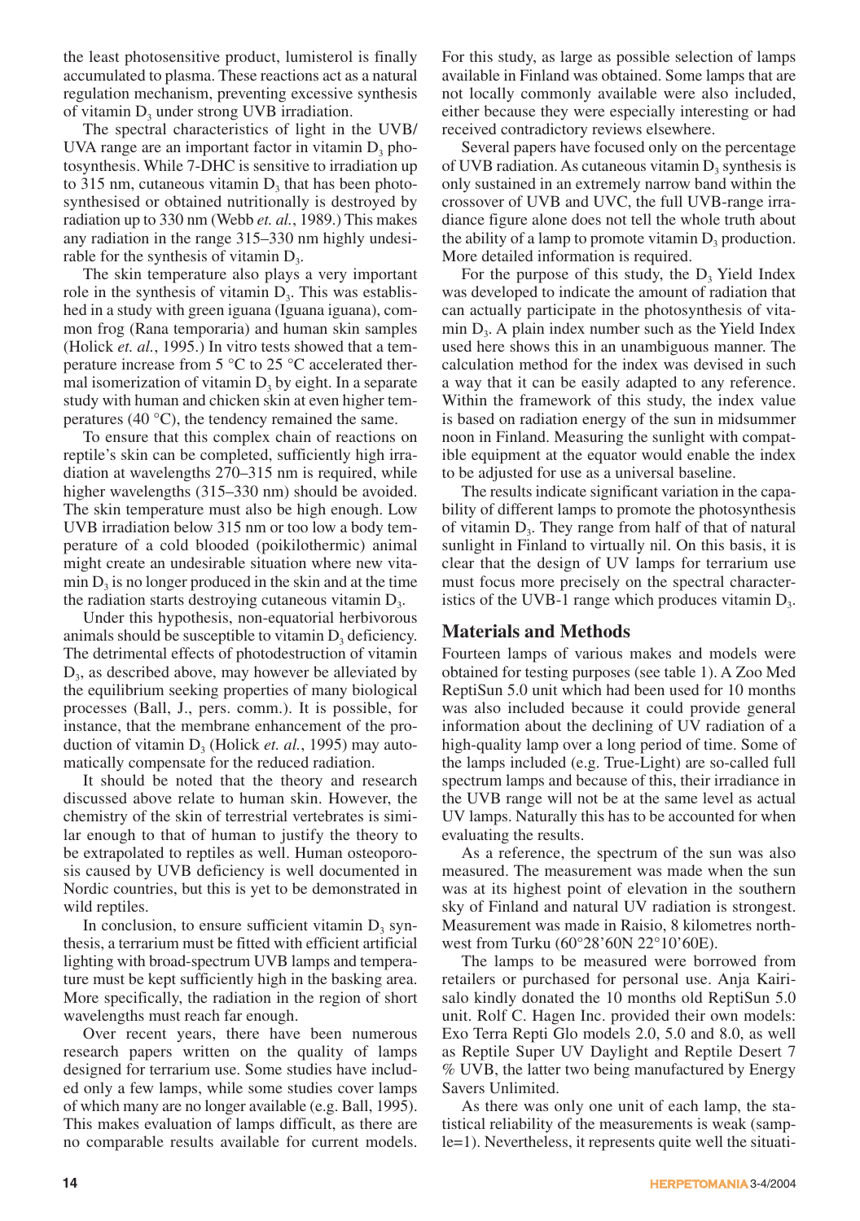the least photosensitive product, lumisterol is finally accumulated to plasma. These reactions act as a natural regulation mechanism, preventing excessive synthesis of vitamin $D_3$ under strong UVB irradiation.

The spectral characteristics of light in the UVB/UVA range are an important factor in vitamin $D_3$ photosynthesis. While 7-DHC is sensitive to irradiation up to 315 nm, cutaneous vitamin $D_3$ that has been photosynthesised or obtained nutritionally is destroyed by radiation up to 330 nm (Webb *et. al.*, 1989.) This makes any radiation in the range 315–330 nm highly undesirable for the synthesis of vitamin $D_3$.

The skin temperature also plays a very important role in the synthesis of vitamin $D_3$. This was established in a study with green iguana (Iguana iguana), common frog (Rana temporaria) and human skin samples (Holick *et. al.*, 1995.) In vitro tests showed that a temperature increase from 5 °C to 25 °C accelerated thermal isomerization of vitamin $D_3$ by eight. In a separate study with human and chicken skin at even higher temperatures (40 °C), the tendency remained the same.

To ensure that this complex chain of reactions on reptile's skin can be completed, sufficiently high irradiation at wavelengths 270–315 nm is required, while higher wavelengths (315–330 nm) should be avoided. The skin temperature must also be high enough. Low UVB irradiation below 315 nm or too low a body temperature of a cold blooded (poikilothermic) animal might create an undesirable situation where new vitamin $D_3$ is no longer produced in the skin and at the time the radiation starts destroying cutaneous vitamin $D_3$.

Under this hypothesis, non-equatorial herbivorous animals should be susceptible to vitamin $D_3$ deficiency. The detrimental effects of photodestruction of vitamin $D_3$, as described above, may however be alleviated by the equilibrium seeking properties of many biological processes (Ball, J., pers. comm.). It is possible, for instance, that the membrane enhancement of the production of vitamin $D_3$ (Holick *et. al.*, 1995) may automatically compensate for the reduced radiation.

It should be noted that the theory and research discussed above relate to human skin. However, the chemistry of the skin of terrestrial vertebrates is similar enough to that of human to justify the theory to be extrapolated to reptiles as well. Human osteoporosis caused by UVB deficiency is well documented in Nordic countries, but this is yet to be demonstrated in wild reptiles.

In conclusion, to ensure sufficient vitamin $D_3$ synthesis, a terrarium must be fitted with efficient artificial lighting with broad-spectrum UVB lamps and temperature must be kept sufficiently high in the basking area. More specifically, the radiation in the region of short wavelengths must reach far enough.

Over recent years, there have been numerous research papers written on the quality of lamps designed for terrarium use. Some studies have included only a few lamps, while some studies cover lamps of which many are no longer available (e.g. Ball, 1995). This makes evaluation of lamps difficult, as there are no comparable results available for current models. For this study, as large as possible selection of lamps available in Finland was obtained. Some lamps that are not locally commonly available were also included, either because they were especially interesting or had received contradictory reviews elsewhere.

Several papers have focused only on the percentage of UVB radiation. As cutaneous vitamin $D_3$ synthesis is only sustained in an extremely narrow band within the crossover of UVB and UVC, the full UVB-range irradiance figure alone does not tell the whole truth about the ability of a lamp to promote vitamin $D_3$ production. More detailed information is required.

For the purpose of this study, the $D_3$ Yield Index was developed to indicate the amount of radiation that can actually participate in the photosynthesis of vitamin $D_3$. A plain index number such as the Yield Index used here shows this in an unambiguous manner. The calculation method for the index was devised in such a way that it can be easily adapted to any reference. Within the framework of this study, the index value is based on radiation energy of the sun in midsummer noon in Finland. Measuring the sunlight with compatible equipment at the equator would enable the index to be adjusted for use as a universal baseline.

The results indicate significant variation in the capability of different lamps to promote the photosynthesis of vitamin $D_3$. They range from half of that of natural sunlight in Finland to virtually nil. On this basis, it is clear that the design of UV lamps for terrarium use must focus more precisely on the spectral characteristics of the UVB-1 range which produces vitamin $D_3$.

## Materials and Methods

Fourteen lamps of various makes and models were obtained for testing purposes (see table 1). A Zoo Med ReptiSun 5.0 unit which had been used for 10 months was also included because it could provide general information about the declining of UV radiation of a high-quality lamp over a long period of time. Some of the lamps included (e.g. True-Light) are so-called full spectrum lamps and because of this, their irradiance in the UVB range will not be at the same level as actual UV lamps. Naturally this has to be accounted for when evaluating the results.

As a reference, the spectrum of the sun was also measured. The measurement was made when the sun was at its highest point of elevation in the southern sky of Finland and natural UV radiation is strongest. Measurement was made in Raisio, 8 kilometres northwest from Turku (60°28'60N 22°10'60E).

The lamps to be measured were borrowed from retailers or purchased for personal use. Anja Kairisalo kindly donated the 10 months old ReptiSun 5.0 unit. Rolf C. Hagen Inc. provided their own models: Exo Terra Repti Glo models 2.0, 5.0 and 8.0, as well as Reptile Super UV Daylight and Reptile Desert 7 % UVB, the latter two being manufactured by Energy Savers Unlimited.

As there was only one unit of each lamp, the statistical reliability of the measurements is weak (sample=1). Nevertheless, it represents quite well the situati-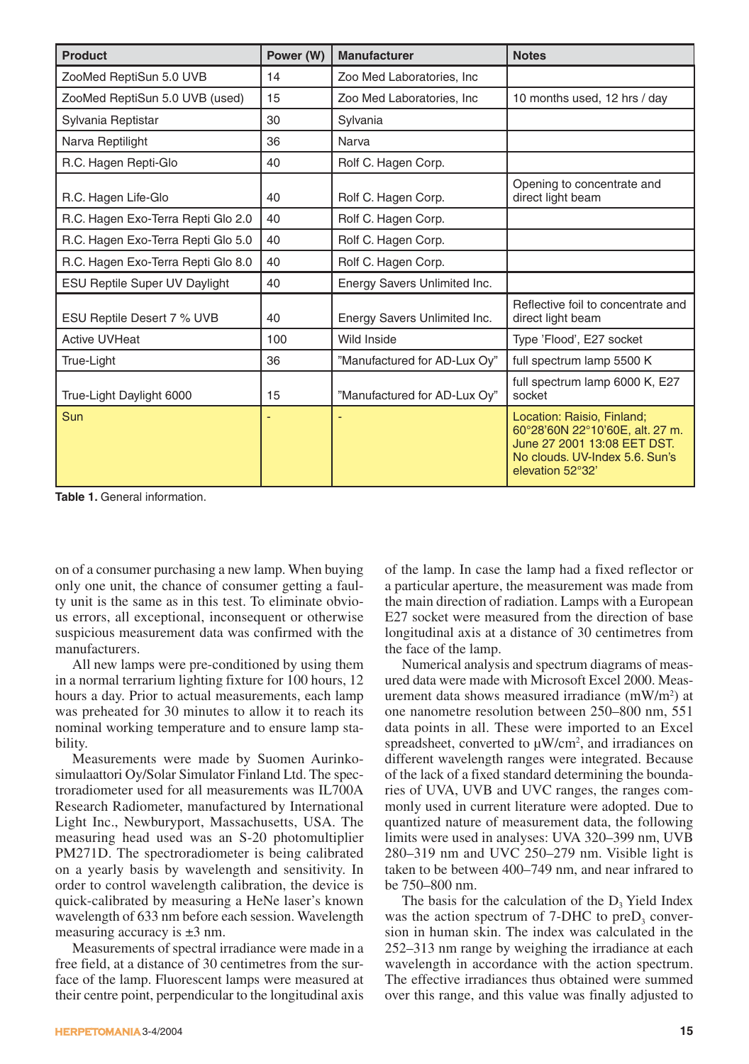| Product | Power (W) | Manufacturer | Notes |
|---|---|---|---|
| ZooMed ReptiSun 5.0 UVB | 14 | Zoo Med Laboratories, Inc | |
| ZooMed ReptiSun 5.0 UVB (used) | 15 | Zoo Med Laboratories, Inc | 10 months used, 12 hrs / day |
| Sylvania Reptistar | 30 | Sylvania | |
| Narva Reptilight | 36 | Narva | |
| R.C. Hagen Repti-Glo | 40 | Rolf C. Hagen Corp. | |
| R.C. Hagen Life-Glo | 40 | Rolf C. Hagen Corp. | Opening to concentrate and direct light beam |
| R.C. Hagen Exo-Terra Repti Glo 2.0 | 40 | Rolf C. Hagen Corp. | |
| R.C. Hagen Exo-Terra Repti Glo 5.0 | 40 | Rolf C. Hagen Corp. | |
| R.C. Hagen Exo-Terra Repti Glo 8.0 | 40 | Rolf C. Hagen Corp. | |
| ESU Reptile Super UV Daylight | 40 | Energy Savers Unlimited Inc. | |
| ESU Reptile Desert 7 % UVB | 40 | Energy Savers Unlimited Inc. | Reflective foil to concentrate and direct light beam |
| Active UVHeat | 100 | Wild Inside | Type 'Flood', E27 socket |
| True-Light | 36 | "Manufactured for AD-Lux Oy" | full spectrum lamp 5500 K |
| True-Light Daylight 6000 | 15 | "Manufactured for AD-Lux Oy" | full spectrum lamp 6000 K, E27 socket |
| Sun | - | - | Location: Raisio, Finland; 60°28'60N 22°10'60E, alt. 27 m. June 27 2001 13:08 EET DST. No clouds. UV-Index 5.6. Sun's elevation 52°32' |

**Table 1.** General information.

on of a consumer purchasing a new lamp. When buying only one unit, the chance of consumer getting a faulty unit is the same as in this test. To eliminate obvious errors, all exceptional, inconsequent or otherwise suspicious measurement data was confirmed with the manufacturers.

All new lamps were pre-conditioned by using them in a normal terrarium lighting fixture for 100 hours, 12 hours a day. Prior to actual measurements, each lamp was preheated for 30 minutes to allow it to reach its nominal working temperature and to ensure lamp stability.

Measurements were made by Suomen Aurinkosimulaattori Oy/Solar Simulator Finland Ltd. The spectroradiometer used for all measurements was IL700A Research Radiometer, manufactured by International Light Inc., Newburyport, Massachusetts, USA. The measuring head used was an S-20 photomultiplier PM271D. The spectroradiometer is being calibrated on a yearly basis by wavelength and sensitivity. In order to control wavelength calibration, the device is quick-calibrated by measuring a HeNe laser's known wavelength of 633 nm before each session. Wavelength measuring accuracy is ±3 nm.

Measurements of spectral irradiance were made in a free field, at a distance of 30 centimetres from the surface of the lamp. Fluorescent lamps were measured at their centre point, perpendicular to the longitudinal axis of the lamp. In case the lamp had a fixed reflector or a particular aperture, the measurement was made from the main direction of radiation. Lamps with a European E27 socket were measured from the direction of base longitudinal axis at a distance of 30 centimetres from the face of the lamp.

Numerical analysis and spectrum diagrams of measured data were made with Microsoft Excel 2000. Measurement data shows measured irradiance ($mW/m^2$) at one nanometre resolution between 250–800 nm, 551 data points in all. These were imported to an Excel spreadsheet, converted to $\mu W/cm^2$, and irradiances on different wavelength ranges were integrated. Because of the lack of a fixed standard determining the boundaries of UVA, UVB and UVC ranges, the ranges commonly used in current literature were adopted. Due to quantized nature of measurement data, the following limits were used in analyses: UVA 320–399 nm, UVB 280–319 nm and UVC 250–279 nm. Visible light is taken to be between 400–749 nm, and near infrared to be 750–800 nm.

The basis for the calculation of the $D_3$ Yield Index was the action spectrum of 7-DHC to pre$D_3$ conversion in human skin. The index was calculated in the 252–313 nm range by weighing the irradiance at each wavelength in accordance with the action spectrum. The effective irradiances thus obtained were summed over this range, and this value was finally adjusted to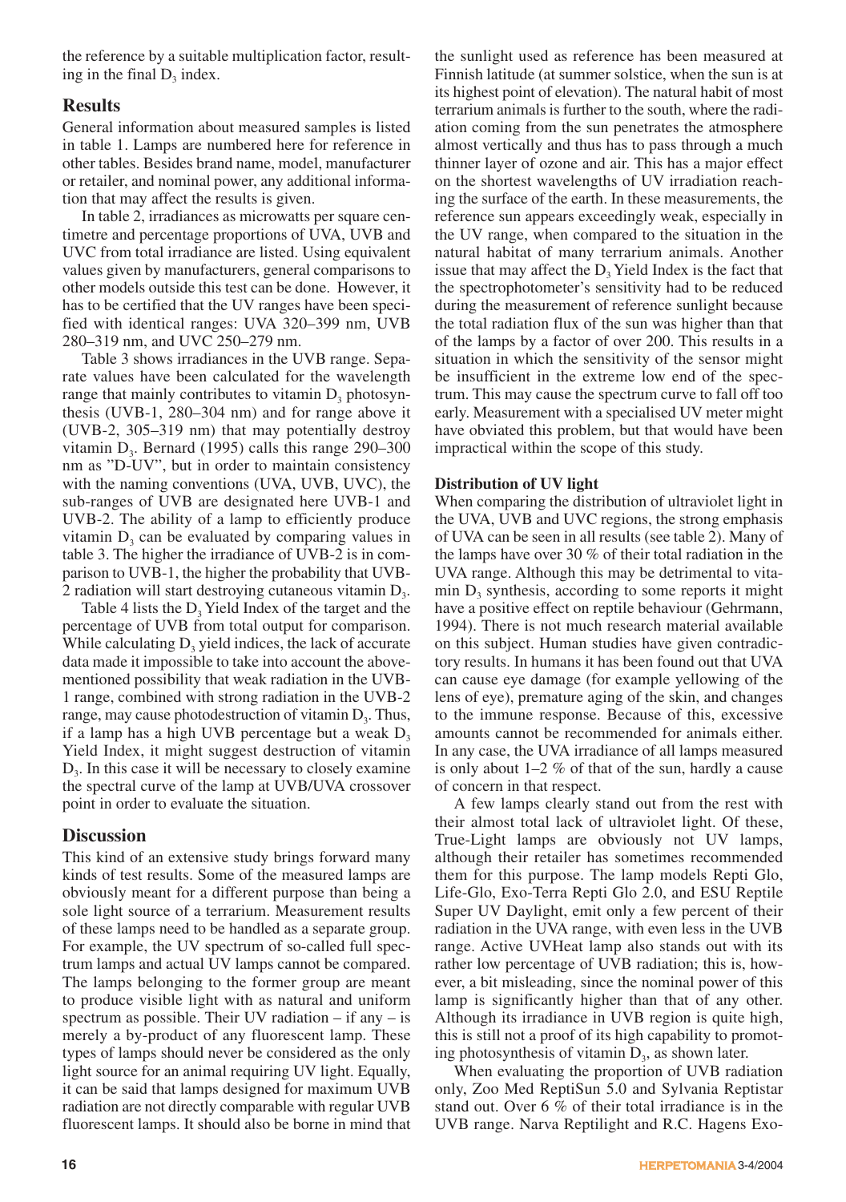the reference by a suitable multiplication factor, resulting in the final $D_3$ index.

## Results

General information about measured samples is listed in table 1. Lamps are numbered here for reference in other tables. Besides brand name, model, manufacturer or retailer, and nominal power, any additional information that may affect the results is given.

In table 2, irradiances as microwatts per square centimetre and percentage proportions of UVA, UVB and UVC from total irradiance are listed. Using equivalent values given by manufacturers, general comparisons to other models outside this test can be done. However, it has to be certified that the UV ranges have been specified with identical ranges: UVA 320–399 nm, UVB 280–319 nm, and UVC 250–279 nm.

Table 3 shows irradiances in the UVB range. Separate values have been calculated for the wavelength range that mainly contributes to vitamin $D_3$ photosynthesis (UVB-1, 280–304 nm) and for range above it (UVB-2, 305–319 nm) that may potentially destroy vitamin $D_3$. Bernard (1995) calls this range 290–300 nm as "D-UV", but in order to maintain consistency with the naming conventions (UVA, UVB, UVC), the sub-ranges of UVB are designated here UVB-1 and UVB-2. The ability of a lamp to efficiently produce vitamin $D_3$ can be evaluated by comparing values in table 3. The higher the irradiance of UVB-2 is in comparison to UVB-1, the higher the probability that UVB-2 radiation will start destroying cutaneous vitamin $D_3$.

Table 4 lists the $D_3$ Yield Index of the target and the percentage of UVB from total output for comparison. While calculating $D_3$ yield indices, the lack of accurate data made it impossible to take into account the above-mentioned possibility that weak radiation in the UVB-1 range, combined with strong radiation in the UVB-2 range, may cause photodestruction of vitamin $D_3$. Thus, if a lamp has a high UVB percentage but a weak $D_3$ Yield Index, it might suggest destruction of vitamin $D_3$. In this case it will be necessary to closely examine the spectral curve of the lamp at UVB/UVA crossover point in order to evaluate the situation.

## Discussion

This kind of an extensive study brings forward many kinds of test results. Some of the measured lamps are obviously meant for a different purpose than being a sole light source of a terrarium. Measurement results of these lamps need to be handled as a separate group. For example, the UV spectrum of so-called full spectrum lamps and actual UV lamps cannot be compared. The lamps belonging to the former group are meant to produce visible light with as natural and uniform spectrum as possible. Their UV radiation – if any – is merely a by-product of any fluorescent lamp. These types of lamps should never be considered as the only light source for an animal requiring UV light. Equally, it can be said that lamps designed for maximum UVB radiation are not directly comparable with regular UVB fluorescent lamps. It should also be borne in mind that the sunlight used as reference has been measured at Finnish latitude (at summer solstice, when the sun is at its highest point of elevation). The natural habit of most terrarium animals is further to the south, where the radiation coming from the sun penetrates the atmosphere almost vertically and thus has to pass through a much thinner layer of ozone and air. This has a major effect on the shortest wavelengths of UV irradiation reaching the surface of the earth. In these measurements, the reference sun appears exceedingly weak, especially in the UV range, when compared to the situation in the natural habitat of many terrarium animals. Another issue that may affect the $D_3$ Yield Index is the fact that the spectrophotometer's sensitivity had to be reduced during the measurement of reference sunlight because the total radiation flux of the sun was higher than that of the lamps by a factor of over 200. This results in a situation in which the sensitivity of the sensor might be insufficient in the extreme low end of the spectrum. This may cause the spectrum curve to fall off too early. Measurement with a specialised UV meter might have obviated this problem, but that would have been impractical within the scope of this study.

### Distribution of UV light

When comparing the distribution of ultraviolet light in the UVA, UVB and UVC regions, the strong emphasis of UVA can be seen in all results (see table 2). Many of the lamps have over 30 % of their total radiation in the UVA range. Although this may be detrimental to vitamin $D_3$ synthesis, according to some reports it might have a positive effect on reptile behaviour (Gehrmann, 1994). There is not much research material available on this subject. Human studies have given contradictory results. In humans it has been found out that UVA can cause eye damage (for example yellowing of the lens of eye), premature aging of the skin, and changes to the immune response. Because of this, excessive amounts cannot be recommended for animals either. In any case, the UVA irradiance of all lamps measured is only about 1–2 % of that of the sun, hardly a cause of concern in that respect.

A few lamps clearly stand out from the rest with their almost total lack of ultraviolet light. Of these, True-Light lamps are obviously not UV lamps, although their retailer has sometimes recommended them for this purpose. The lamp models Repti Glo, Life-Glo, Exo-Terra Repti Glo 2.0, and ESU Reptile Super UV Daylight, emit only a few percent of their radiation in the UVA range, with even less in the UVB range. Active UVHeat lamp also stands out with its rather low percentage of UVB radiation; this is, however, a bit misleading, since the nominal power of this lamp is significantly higher than that of any other. Although its irradiance in UVB region is quite high, this is still not a proof of its high capability to promoting photosynthesis of vitamin $D_3$, as shown later.

When evaluating the proportion of UVB radiation only, Zoo Med ReptiSun 5.0 and Sylvania Reptistar stand out. Over 6 % of their total irradiance is in the UVB range. Narva Reptilight and R.C. Hagens Exo-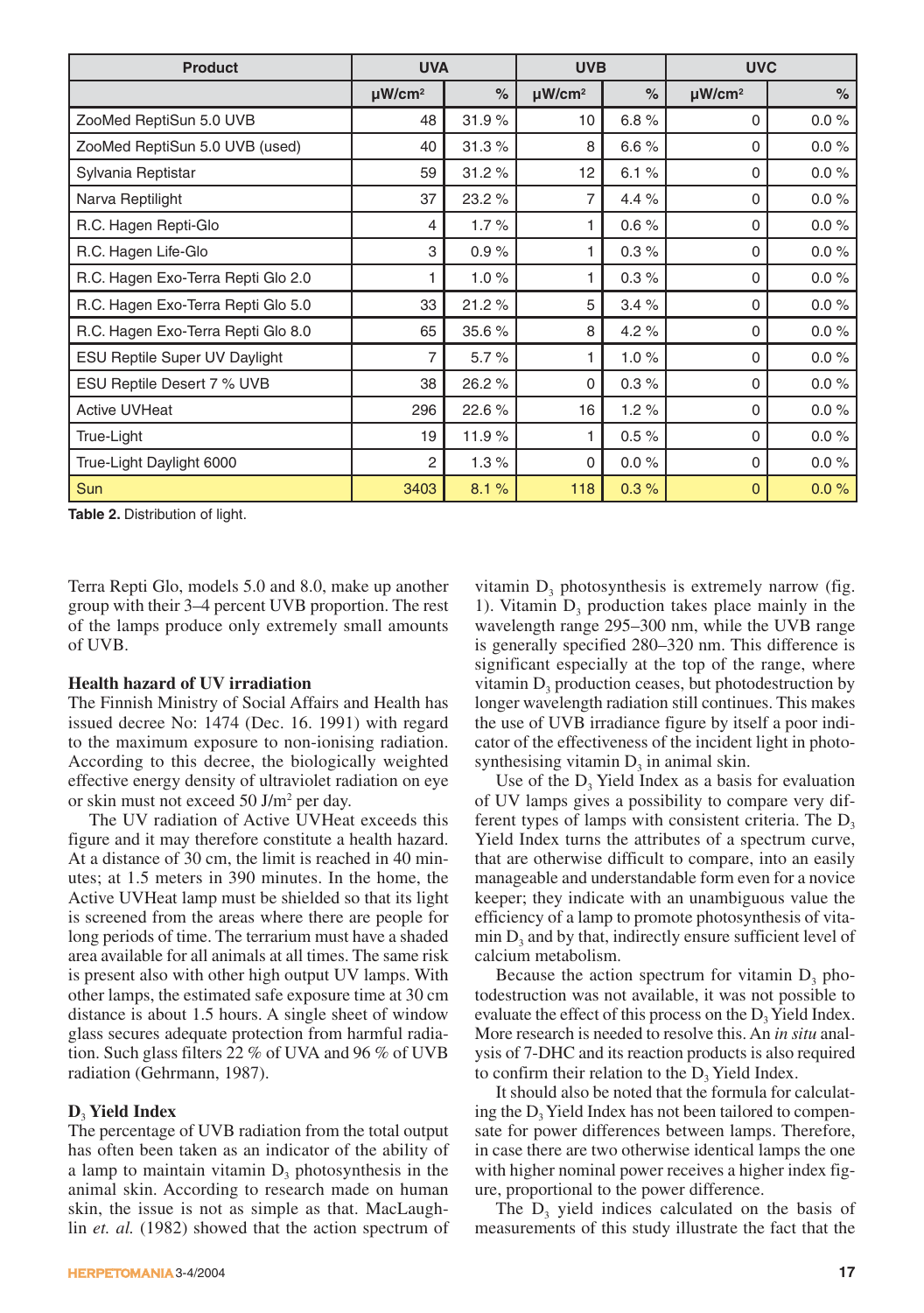| Product | UVA | | UVB | | UVC | |
|---|---|---|---|---|---|---|
| | µW/cm² | % | µW/cm² | % | µW/cm² | % |
| ZooMed ReptiSun 5.0 UVB | 48 | 31.9 % | 10 | 6.8 % | 0 | 0.0 % |
| ZooMed ReptiSun 5.0 UVB (used) | 40 | 31.3 % | 8 | 6.6 % | 0 | 0.0 % |
| Sylvania Reptistar | 59 | 31.2 % | 12 | 6.1 % | 0 | 0.0 % |
| Narva Reptilight | 37 | 23.2 % | 7 | 4.4 % | 0 | 0.0 % |
| R.C. Hagen Repti-Glo | 4 | 1.7 % | 1 | 0.6 % | 0 | 0.0 % |
| R.C. Hagen Life-Glo | 3 | 0.9 % | 1 | 0.3 % | 0 | 0.0 % |
| R.C. Hagen Exo-Terra Repti Glo 2.0 | 1 | 1.0 % | 1 | 0.3 % | 0 | 0.0 % |
| R.C. Hagen Exo-Terra Repti Glo 5.0 | 33 | 21.2 % | 5 | 3.4 % | 0 | 0.0 % |
| R.C. Hagen Exo-Terra Repti Glo 8.0 | 65 | 35.6 % | 8 | 4.2 % | 0 | 0.0 % |
| ESU Reptile Super UV Daylight | 7 | 5.7 % | 1 | 1.0 % | 0 | 0.0 % |
| ESU Reptile Desert 7 % UVB | 38 | 26.2 % | 0 | 0.3 % | 0 | 0.0 % |
| Active UVHeat | 296 | 22.6 % | 16 | 1.2 % | 0 | 0.0 % |
| True-Light | 19 | 11.9 % | 1 | 0.5 % | 0 | 0.0 % |
| True-Light Daylight 6000 | 2 | 1.3 % | 0 | 0.0 % | 0 | 0.0 % |
| Sun | 3403 | 8.1 % | 118 | 0.3 % | 0 | 0.0 % |

**Table 2.** Distribution of light.

Terra Repti Glo, models 5.0 and 8.0, make up another group with their 3–4 percent UVB proportion. The rest of the lamps produce only extremely small amounts of UVB.

**Health hazard of UV irradiation**

The Finnish Ministry of Social Affairs and Health has issued decree No: 1474 (Dec. 16. 1991) with regard to the maximum exposure to non-ionising radiation. According to this decree, the biologically weighted effective energy density of ultraviolet radiation on eye or skin must not exceed 50 J/m² per day.

The UV radiation of Active UVHeat exceeds this figure and it may therefore constitute a health hazard. At a distance of 30 cm, the limit is reached in 40 minutes; at 1.5 meters in 390 minutes. In the home, the Active UVHeat lamp must be shielded so that its light is screened from the areas where there are people for long periods of time. The terrarium must have a shaded area available for all animals at all times. The same risk is present also with other high output UV lamps. With other lamps, the estimated safe exposure time at 30 cm distance is about 1.5 hours. A single sheet of window glass secures adequate protection from harmful radiation. Such glass filters 22 % of UVA and 96 % of UVB radiation (Gehrmann, 1987).

**$D_3$ Yield Index**

The percentage of UVB radiation from the total output has often been taken as an indicator of the ability of a lamp to maintain vitamin $D_3$ photosynthesis in the animal skin. According to research made on human skin, the issue is not as simple as that. MacLaughlin *et. al.* (1982) showed that the action spectrum of vitamin $D_3$ photosynthesis is extremely narrow (fig. 1). Vitamin $D_3$ production takes place mainly in the wavelength range 295–300 nm, while the UVB range is generally specified 280–320 nm. This difference is significant especially at the top of the range, where vitamin $D_3$ production ceases, but photodestruction by longer wavelength radiation still continues. This makes the use of UVB irradiance figure by itself a poor indicator of the effectiveness of the incident light in photosynthesising vitamin $D_3$ in animal skin.

Use of the $D_3$ Yield Index as a basis for evaluation of UV lamps gives a possibility to compare very different types of lamps with consistent criteria. The $D_3$ Yield Index turns the attributes of a spectrum curve, that are otherwise difficult to compare, into an easily manageable and understandable form even for a novice keeper; they indicate with an unambiguous value the efficiency of a lamp to promote photosynthesis of vitamin $D_3$ and by that, indirectly ensure sufficient level of calcium metabolism.

Because the action spectrum for vitamin $D_3$ photodestruction was not available, it was not possible to evaluate the effect of this process on the $D_3$ Yield Index. More research is needed to resolve this. An *in situ* analysis of 7-DHC and its reaction products is also required to confirm their relation to the $D_3$ Yield Index.

It should also be noted that the formula for calculating the $D_3$ Yield Index has not been tailored to compensate for power differences between lamps. Therefore, in case there are two otherwise identical lamps the one with higher nominal power receives a higher index figure, proportional to the power difference.

The $D_3$ yield indices calculated on the basis of measurements of this study illustrate the fact that the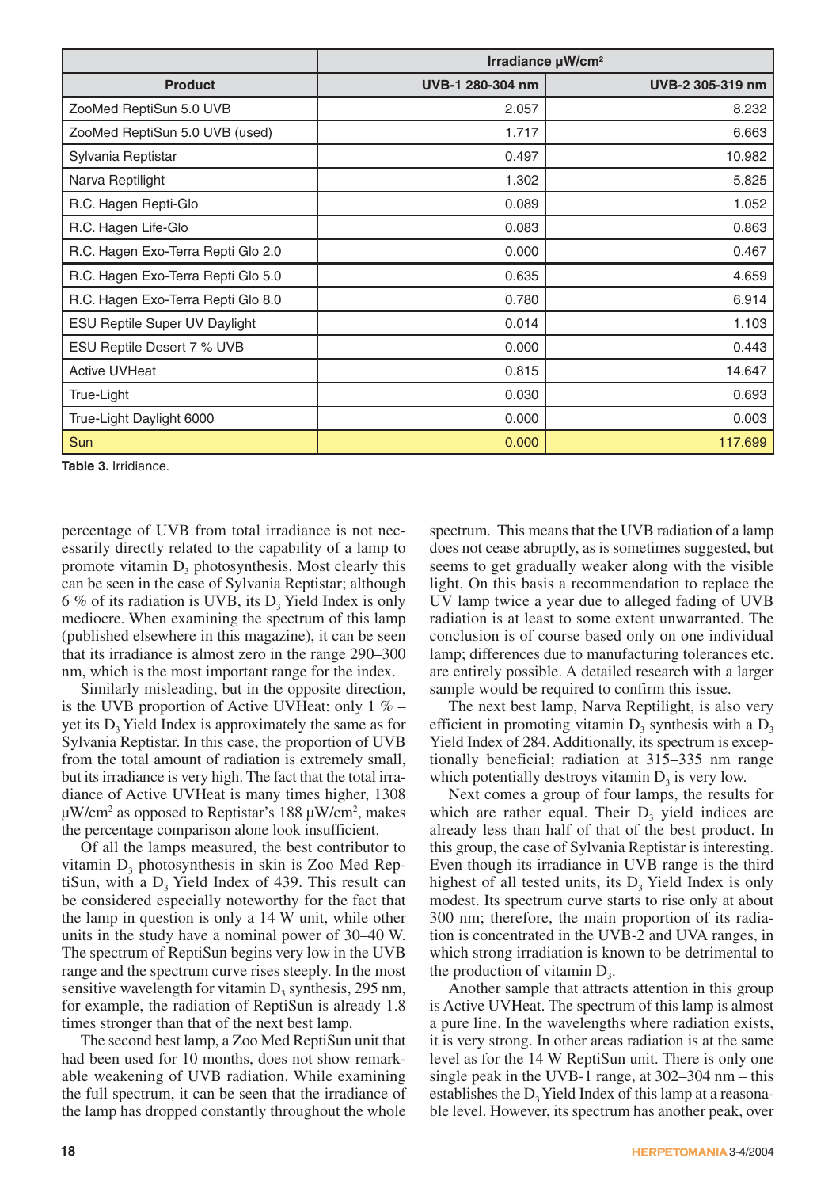| | Irradiance µW/cm² | |
|---|---|---|
| **Product** | **UVB-1 280-304 nm** | **UVB-2 305-319 nm** |
| ZooMed ReptiSun 5.0 UVB | 2.057 | 8.232 |
| ZooMed ReptiSun 5.0 UVB (used) | 1.717 | 6.663 |
| Sylvania Reptistar | 0.497 | 10.982 |
| Narva Reptilight | 1.302 | 5.825 |
| R.C. Hagen Repti-Glo | 0.089 | 1.052 |
| R.C. Hagen Life-Glo | 0.083 | 0.863 |
| R.C. Hagen Exo-Terra Repti Glo 2.0 | 0.000 | 0.467 |
| R.C. Hagen Exo-Terra Repti Glo 5.0 | 0.635 | 4.659 |
| R.C. Hagen Exo-Terra Repti Glo 8.0 | 0.780 | 6.914 |
| ESU Reptile Super UV Daylight | 0.014 | 1.103 |
| ESU Reptile Desert 7 % UVB | 0.000 | 0.443 |
| Active UVHeat | 0.815 | 14.647 |
| True-Light | 0.030 | 0.693 |
| True-Light Daylight 6000 | 0.000 | 0.003 |
| Sun | 0.000 | 117.699 |

**Table 3.** Irridiance.

percentage of UVB from total irradiance is not necessarily directly related to the capability of a lamp to promote vitamin $D_3$ photosynthesis. Most clearly this can be seen in the case of Sylvania Reptistar; although 6 % of its radiation is UVB, its $D_3$ Yield Index is only mediocre. When examining the spectrum of this lamp (published elsewhere in this magazine), it can be seen that its irradiance is almost zero in the range 290–300 nm, which is the most important range for the index.

Similarly misleading, but in the opposite direction, is the UVB proportion of Active UVHeat: only 1 % – yet its $D_3$ Yield Index is approximately the same as for Sylvania Reptistar. In this case, the proportion of UVB from the total amount of radiation is extremely small, but its irradiance is very high. The fact that the total irradiance of Active UVHeat is many times higher, 1308 µW/cm² as opposed to Reptistar's 188 µW/cm², makes the percentage comparison alone look insufficient.

Of all the lamps measured, the best contributor to vitamin $D_3$ photosynthesis in skin is Zoo Med ReptiSun, with a $D_3$ Yield Index of 439. This result can be considered especially noteworthy for the fact that the lamp in question is only a 14 W unit, while other units in the study have a nominal power of 30–40 W. The spectrum of ReptiSun begins very low in the UVB range and the spectrum curve rises steeply. In the most sensitive wavelength for vitamin $D_3$ synthesis, 295 nm, for example, the radiation of ReptiSun is already 1.8 times stronger than that of the next best lamp.

The second best lamp, a Zoo Med ReptiSun unit that had been used for 10 months, does not show remarkable weakening of UVB radiation. While examining the full spectrum, it can be seen that the irradiance of the lamp has dropped constantly throughout the whole spectrum. This means that the UVB radiation of a lamp does not cease abruptly, as is sometimes suggested, but seems to get gradually weaker along with the visible light. On this basis a recommendation to replace the UV lamp twice a year due to alleged fading of UVB radiation is at least to some extent unwarranted. The conclusion is of course based only on one individual lamp; differences due to manufacturing tolerances etc. are entirely possible. A detailed research with a larger sample would be required to confirm this issue.

The next best lamp, Narva Reptilight, is also very efficient in promoting vitamin $D_3$ synthesis with a $D_3$ Yield Index of 284. Additionally, its spectrum is exceptionally beneficial; radiation at 315–335 nm range which potentially destroys vitamin $D_3$ is very low.

Next comes a group of four lamps, the results for which are rather equal. Their $D_3$ yield indices are already less than half of that of the best product. In this group, the case of Sylvania Reptistar is interesting. Even though its irradiance in UVB range is the third highest of all tested units, its $D_3$ Yield Index is only modest. Its spectrum curve starts to rise only at about 300 nm; therefore, the main proportion of its radiation is concentrated in the UVB-2 and UVA ranges, in which strong irradiation is known to be detrimental to the production of vitamin $D_3$.

Another sample that attracts attention in this group is Active UVHeat. The spectrum of this lamp is almost a pure line. In the wavelengths where radiation exists, it is very strong. In other areas radiation is at the same level as for the 14 W ReptiSun unit. There is only one single peak in the UVB-1 range, at 302–304 nm – this establishes the $D_3$ Yield Index of this lamp at a reasonable level. However, its spectrum has another peak, over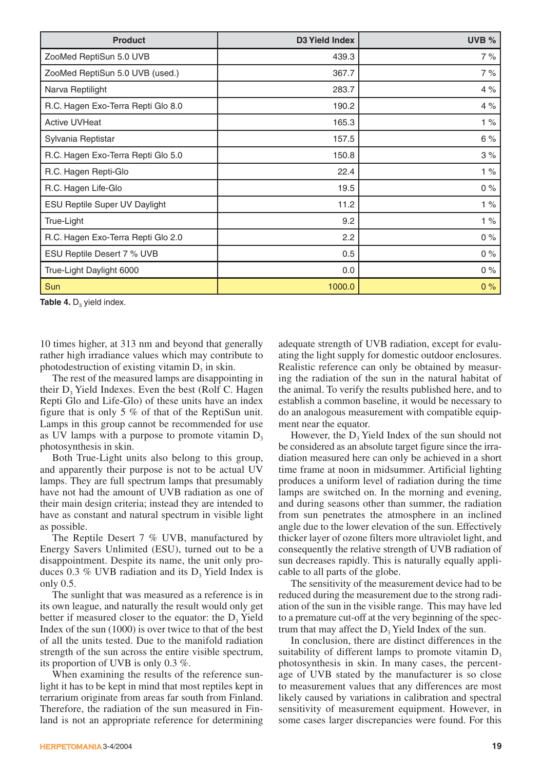| Product | D3 Yield Index | UVB % |
|---|---|---|
| ZooMed ReptiSun 5.0 UVB | 439.3 | 7 % |
| ZooMed ReptiSun 5.0 UVB (used.) | 367.7 | 7 % |
| Narva Reptilight | 283.7 | 4 % |
| R.C. Hagen Exo-Terra Repti Glo 8.0 | 190.2 | 4 % |
| Active UVHeat | 165.3 | 1 % |
| Sylvania Reptistar | 157.5 | 6 % |
| R.C. Hagen Exo-Terra Repti Glo 5.0 | 150.8 | 3 % |
| R.C. Hagen Repti-Glo | 22.4 | 1 % |
| R.C. Hagen Life-Glo | 19.5 | 0 % |
| ESU Reptile Super UV Daylight | 11.2 | 1 % |
| True-Light | 9.2 | 1 % |
| R.C. Hagen Exo-Terra Repti Glo 2.0 | 2.2 | 0 % |
| ESU Reptile Desert 7 % UVB | 0.5 | 0 % |
| True-Light Daylight 6000 | 0.0 | 0 % |
| Sun | 1000.0 | 0 % |

**Table 4.** $D_3$ yield index.

10 times higher, at 313 nm and beyond that generally rather high irradiance values which may contribute to photodestruction of existing vitamin $D_3$ in skin.

The rest of the measured lamps are disappointing in their $D_3$ Yield Indexes. Even the best (Rolf C. Hagen Repti Glo and Life-Glo) of these units have an index figure that is only 5 % of that of the ReptiSun unit. Lamps in this group cannot be recommended for use as UV lamps with a purpose to promote vitamin $D_3$ photosynthesis in skin.

Both True-Light units also belong to this group, and apparently their purpose is not to be actual UV lamps. They are full spectrum lamps that presumably have not had the amount of UVB radiation as one of their main design criteria; instead they are intended to have as constant and natural spectrum in visible light as possible.

The Reptile Desert 7 % UVB, manufactured by Energy Savers Unlimited (ESU), turned out to be a disappointment. Despite its name, the unit only produces 0.3 % UVB radiation and its $D_3$ Yield Index is only 0.5.

The sunlight that was measured as a reference is in its own league, and naturally the result would only get better if measured closer to the equator: the $D_3$ Yield Index of the sun (1000) is over twice to that of the best of all the units tested. Due to the manifold radiation strength of the sun across the entire visible spectrum, its proportion of UVB is only 0.3 %.

When examining the results of the reference sunlight it has to be kept in mind that most reptiles kept in terrarium originate from areas far south from Finland. Therefore, the radiation of the sun measured in Finland is not an appropriate reference for determining adequate strength of UVB radiation, except for evaluating the light supply for domestic outdoor enclosures. Realistic reference can only be obtained by measuring the radiation of the sun in the natural habitat of the animal. To verify the results published here, and to establish a common baseline, it would be necessary to do an analogous measurement with compatible equipment near the equator.

However, the $D_3$ Yield Index of the sun should not be considered as an absolute target figure since the irradiation measured here can only be achieved in a short time frame at noon in midsummer. Artificial lighting produces a uniform level of radiation during the time lamps are switched on. In the morning and evening, and during seasons other than summer, the radiation from sun penetrates the atmosphere in an inclined angle due to the lower elevation of the sun. Effectively thicker layer of ozone filters more ultraviolet light, and consequently the relative strength of UVB radiation of sun decreases rapidly. This is naturally equally applicable to all parts of the globe.

The sensitivity of the measurement device had to be reduced during the measurement due to the strong radiation of the sun in the visible range. This may have led to a premature cut-off at the very beginning of the spectrum that may affect the $D_3$ Yield Index of the sun.

In conclusion, there are distinct differences in the suitability of different lamps to promote vitamin $D_3$ photosynthesis in skin. In many cases, the percentage of UVB stated by the manufacturer is so close to measurement values that any differences are most likely caused by variations in calibration and spectral sensitivity of measurement equipment. However, in some cases larger discrepancies were found. For this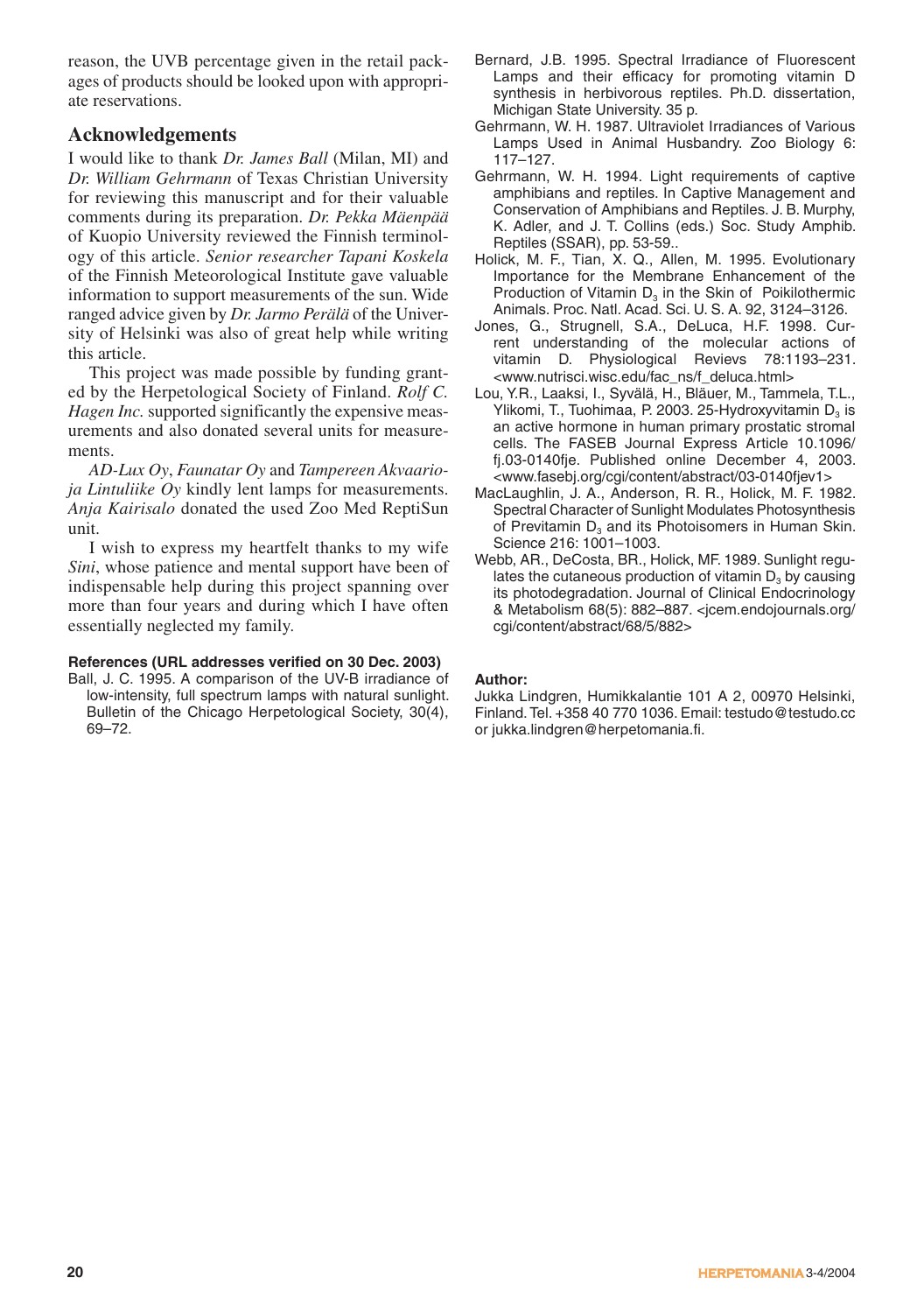reason, the UVB percentage given in the retail packages of products should be looked upon with appropriate reservations.

## Acknowledgements

I would like to thank *Dr. James Ball* (Milan, MI) and *Dr. William Gehrmann* of Texas Christian University for reviewing this manuscript and for their valuable comments during its preparation. *Dr. Pekka Mäenpää* of Kuopio University reviewed the Finnish terminology of this article. *Senior researcher Tapani Koskela* of the Finnish Meteorological Institute gave valuable information to support measurements of the sun. Wide ranged advice given by *Dr. Jarmo Perälä* of the University of Helsinki was also of great help while writing this article.

This project was made possible by funding granted by the Herpetological Society of Finland. *Rolf C. Hagen Inc.* supported significantly the expensive measurements and also donated several units for measurements.

*AD-Lux Oy*, *Faunatar Oy* and *Tampereen Akvaario-ja Lintuliike Oy* kindly lent lamps for measurements. *Anja Kairisalo* donated the used Zoo Med ReptiSun unit.

I wish to express my heartfelt thanks to my wife *Sini*, whose patience and mental support have been of indispensable help during this project spanning over more than four years and during which I have often essentially neglected my family.

**References (URL addresses verified on 30 Dec. 2003)**

Ball, J. C. 1995. A comparison of the UV-B irradiance of low-intensity, full spectrum lamps with natural sunlight. Bulletin of the Chicago Herpetological Society, 30(4), 69–72.

Bernard, J.B. 1995. Spectral Irradiance of Fluorescent Lamps and their efficacy for promoting vitamin D synthesis in herbivorous reptiles. Ph.D. dissertation, Michigan State University. 35 p.

Gehrmann, W. H. 1987. Ultraviolet Irradiances of Various Lamps Used in Animal Husbandry. Zoo Biology 6: 117–127.

Gehrmann, W. H. 1994. Light requirements of captive amphibians and reptiles. In Captive Management and Conservation of Amphibians and Reptiles. J. B. Murphy, K. Adler, and J. T. Collins (eds.) Soc. Study Amphib. Reptiles (SSAR), pp. 53-59..

Holick, M. F., Tian, X. Q., Allen, M. 1995. Evolutionary Importance for the Membrane Enhancement of the Production of Vitamin $D_3$ in the Skin of Poikilothermic Animals. Proc. Natl. Acad. Sci. U. S. A. 92, 3124–3126.

Jones, G., Strugnell, S.A., DeLuca, H.F. 1998. Current understanding of the molecular actions of vitamin D. Physiological Reviews 78:1193–231. <www.nutrisci.wisc.edu/fac_ns/f_deluca.html>

Lou, Y.R., Laaksi, I., Syvälä, H., Bläuer, M., Tammela, T.L., Ylikomi, T., Tuohimaa, P. 2003. 25-Hydroxyvitamin $D_3$ is an active hormone in human primary prostatic stromal cells. The FASEB Journal Express Article 10.1096/fj.03-0140fje. Published online December 4, 2003. <www.fasebj.org/cgi/content/abstract/03-0140fjev1>

MacLaughlin, J. A., Anderson, R. R., Holick, M. F. 1982. Spectral Character of Sunlight Modulates Photosynthesis of Previtamin $D_3$ and its Photoisomers in Human Skin. Science 216: 1001–1003.

Webb, AR., DeCosta, BR., Holick, MF. 1989. Sunlight regulates the cutaneous production of vitamin $D_3$ by causing its photodegradation. Journal of Clinical Endocrinology & Metabolism 68(5): 882–887. <jcem.endojournals.org/cgi/content/abstract/68/5/882>

**Author:**

Jukka Lindgren, Humikkalantie 101 A 2, 00970 Helsinki, Finland. Tel. +358 40 770 1036. Email: testudo@testudo.cc or jukka.lindgren@herpetomania.fi.